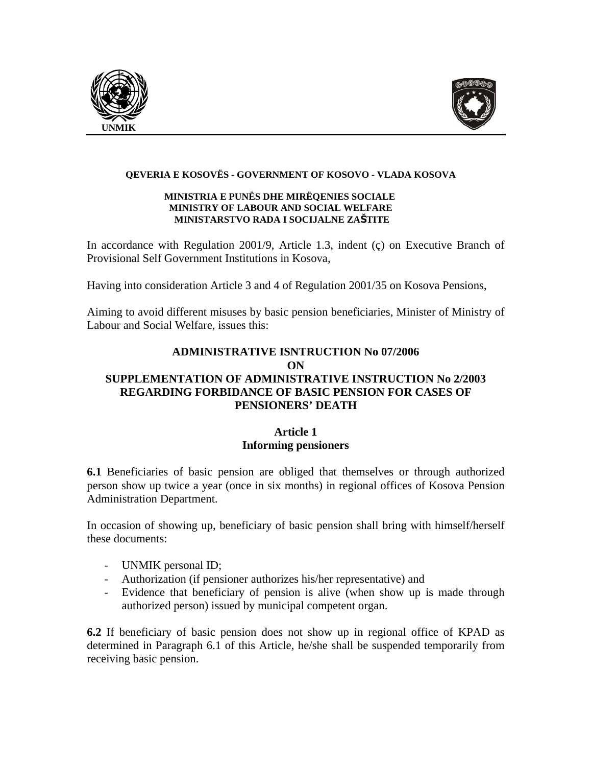UNMIK

**QEVERIA E KOSOVËS - GOVERNMENT OF KOSOVO - VLADA KOSOVA**

**MINISTRIA E PUNËS DHE MIRËQENIES SOCIALE**
**MINISTRY OF LABOUR AND SOCIAL WELFARE**
**MINISTARSTVO RADA I SOCIJALNE ZAŠTITE**

In accordance with Regulation 2001/9, Article 1.3, indent (ç) on Executive Branch of Provisional Self Government Institutions in Kosova,

Having into consideration Article 3 and 4 of Regulation 2001/35 on Kosova Pensions,

Aiming to avoid different misuses by basic pension beneficiaries, Minister of Ministry of Labour and Social Welfare, issues this:

# ADMINISTRATIVE ISNTRUCTION No 07/2006 ON SUPPLEMENTATION OF ADMINISTRATIVE INSTRUCTION No 2/2003 REGARDING FORBIDANCE OF BASIC PENSION FOR CASES OF PENSIONERS' DEATH

## Article 1
## Informing pensioners

**6.1** Beneficiaries of basic pension are obliged that themselves or through authorized person show up twice a year (once in six months) in regional offices of Kosova Pension Administration Department.

In occasion of showing up, beneficiary of basic pension shall bring with himself/herself these documents:

- UNMIK personal ID;
- Authorization (if pensioner authorizes his/her representative) and
- Evidence that beneficiary of pension is alive (when show up is made through authorized person) issued by municipal competent organ.

**6.2** If beneficiary of basic pension does not show up in regional office of KPAD as determined in Paragraph 6.1 of this Article, he/she shall be suspended temporarily from receiving basic pension.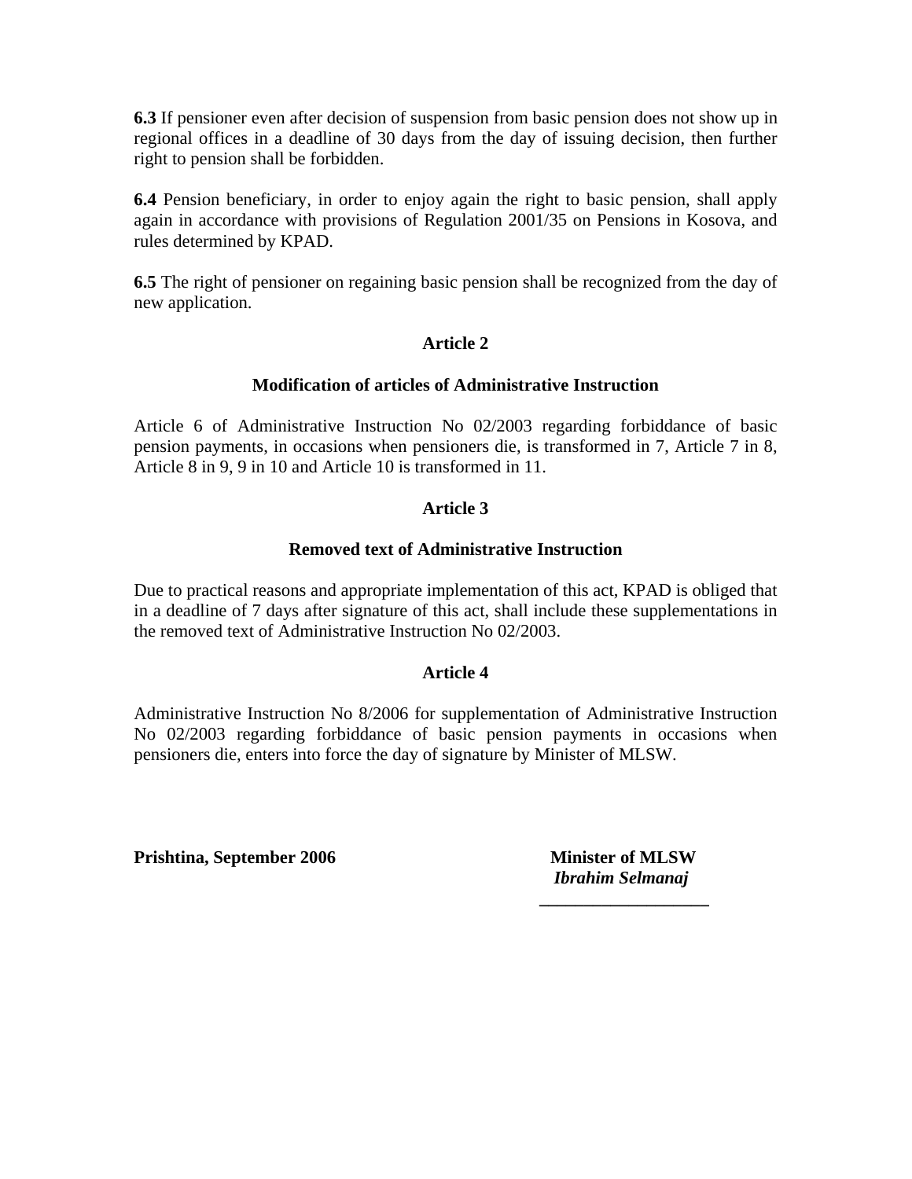**6.3** If pensioner even after decision of suspension from basic pension does not show up in regional offices in a deadline of 30 days from the day of issuing decision, then further right to pension shall be forbidden.

**6.4** Pension beneficiary, in order to enjoy again the right to basic pension, shall apply again in accordance with provisions of Regulation 2001/35 on Pensions in Kosova, and rules determined by KPAD.

**6.5** The right of pensioner on regaining basic pension shall be recognized from the day of new application.

## Article 2

## Modification of articles of Administrative Instruction

Article 6 of Administrative Instruction No 02/2003 regarding forbiddance of basic pension payments, in occasions when pensioners die, is transformed in 7, Article 7 in 8, Article 8 in 9, 9 in 10 and Article 10 is transformed in 11.

## Article 3

## Removed text of Administrative Instruction

Due to practical reasons and appropriate implementation of this act, KPAD is obliged that in a deadline of 7 days after signature of this act, shall include these supplementations in the removed text of Administrative Instruction No 02/2003.

## Article 4

Administrative Instruction No 8/2006 for supplementation of Administrative Instruction No 02/2003 regarding forbiddance of basic pension payments in occasions when pensioners die, enters into force the day of signature by Minister of MLSW.

**Prishtina, September 2006**

**Minister of MLSW**
***Ibrahim Selmanaj***

___________________